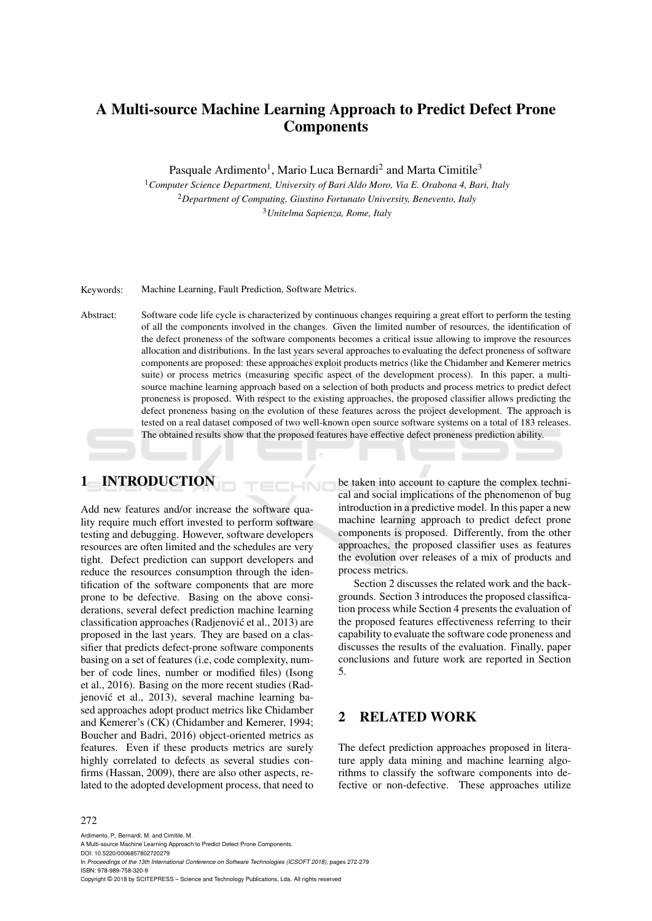# A Multi-source Machine Learning Approach to Predict Defect Prone Components

Pasquale Ardimento[1], Mario Luca Bernardi[2] and Marta Cimitile[3]

[1] *Computer Science Department, University of Bari Aldo Moro, Via E. Orabona 4, Bari, Italy*
[2] *Department of Computing, Giustino Fortunato University, Benevento, Italy*
[3] *Unitelma Sapienza, Rome, Italy*

Keywords: Machine Learning, Fault Prediction, Software Metrics.

Abstract: Software code life cycle is characterized by continuous changes requiring a great effort to perform the testing of all the components involved in the changes. Given the limited number of resources, the identification of the defect proneness of the software components becomes a critical issue allowing to improve the resources allocation and distributions. In the last years several approaches to evaluating the defect proneness of software components are proposed: these approaches exploit products metrics (like the Chidamber and Kemerer metrics suite) or process metrics (measuring specific aspect of the development process). In this paper, a multi-source machine learning approach based on a selection of both products and process metrics to predict defect proneness is proposed. With respect to the existing approaches, the proposed classifier allows predicting the defect proneness basing on the evolution of these features across the project development. The approach is tested on a real dataset composed of two well-known open source software systems on a total of 183 releases. The obtained results show that the proposed features have effective defect proneness prediction ability.

## 1 INTRODUCTION

Add new features and/or increase the software quality require much effort invested to perform software testing and debugging. However, software developers resources are often limited and the schedules are very tight. Defect prediction can support developers and reduce the resources consumption through the identification of the software components that are more prone to be defective. Basing on the above considerations, several defect prediction machine learning classification approaches (Radjenović et al., 2013) are proposed in the last years. They are based on a classifier that predicts defect-prone software components basing on a set of features (i.e, code complexity, number of code lines, number or modified files) (Isong et al., 2016). Basing on the more recent studies (Radjenović et al., 2013), several machine learning based approaches adopt product metrics like Chidamber and Kemerer's (CK) (Chidamber and Kemerer, 1994; Boucher and Badri, 2016) object-oriented metrics as features. Even if these products metrics are surely highly correlated to defects as several studies confirms (Hassan, 2009), there are also other aspects, related to the adopted development process, that need to be taken into account to capture the complex technical and social implications of the phenomenon of bug introduction in a predictive model. In this paper a new machine learning approach to predict defect prone components is proposed. Differently, from the other approaches, the proposed classifier uses as features the evolution over releases of a mix of products and process metrics.

Section 2 discusses the related work and the backgrounds. Section 3 introduces the proposed classification process while Section 4 presents the evaluation of the proposed features effectiveness referring to their capability to evaluate the software code proneness and discusses the results of the evaluation. Finally, paper conclusions and future work are reported in Section 5.

## 2 RELATED WORK

The defect prediction approaches proposed in literature apply data mining and machine learning algorithms to classify the software components into defective or non-defective. These approaches utilize

Ardimento, P., Bernardi, M. and Cimitile, M.
A Multi-source Machine Learning Approach to Predict Defect Prone Components.
DOI: 10.5220/0006857802720279
In *Proceedings of the 13th International Conference on Software Technologies (ICSOFT 2018)*, pages 272-279
ISBN: 978-989-758-320-9
Copyright © 2018 by SCITEPRESS – Science and Technology Publications, Lda. All rights reserved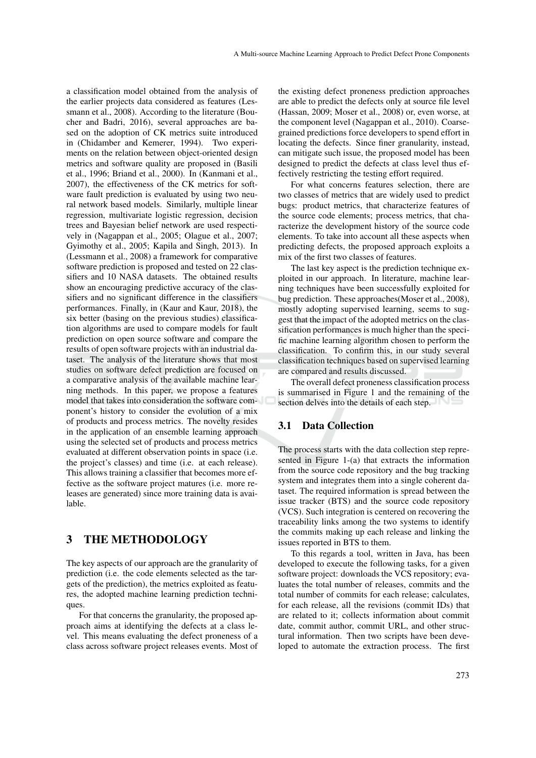a classification model obtained from the analysis of the earlier projects data considered as features (Lessmann et al., 2008). According to the literature (Boucher and Badri, 2016), several approaches are based on the adoption of CK metrics suite introduced in (Chidamber and Kemerer, 1994). Two experiments on the relation between object-oriented design metrics and software quality are proposed in (Basili et al., 1996; Briand et al., 2000). In (Kanmani et al., 2007), the effectiveness of the CK metrics for software fault prediction is evaluated by using two neural network based models. Similarly, multiple linear regression, multivariate logistic regression, decision trees and Bayesian belief network are used respectively in (Nagappan et al., 2005; Olague et al., 2007; Gyimothy et al., 2005; Kapila and Singh, 2013). In (Lessmann et al., 2008) a framework for comparative software prediction is proposed and tested on 22 classifiers and 10 NASA datasets. The obtained results show an encouraging predictive accuracy of the classifiers and no significant difference in the classifiers performances. Finally, in (Kaur and Kaur, 2018), the six better (basing on the previous studies) classification algorithms are used to compare models for fault prediction on open source software and compare the results of open software projects with an industrial dataset. The analysis of the literature shows that most studies on software defect prediction are focused on a comparative analysis of the available machine learning methods. In this paper, we propose a features model that takes into consideration the software component's history to consider the evolution of a mix of products and process metrics. The novelty resides in the application of an ensemble learning approach using the selected set of products and process metrics evaluated at different observation points in space (i.e. the project's classes) and time (i.e. at each release). This allows training a classifier that becomes more effective as the software project matures (i.e. more releases are generated) since more training data is available.

# 3 THE METHODOLOGY

The key aspects of our approach are the granularity of prediction (i.e. the code elements selected as the targets of the prediction), the metrics exploited as features, the adopted machine learning prediction techniques.

For that concerns the granularity, the proposed approach aims at identifying the defects at a class level. This means evaluating the defect proneness of a class across software project releases events. Most of the existing defect proneness prediction approaches are able to predict the defects only at source file level (Hassan, 2009; Moser et al., 2008) or, even worse, at the component level (Nagappan et al., 2010). Coarse-grained predictions force developers to spend effort in locating the defects. Since finer granularity, instead, can mitigate such issue, the proposed model has been designed to predict the defects at class level thus effectively restricting the testing effort required.

For what concerns features selection, there are two classes of metrics that are widely used to predict bugs: product metrics, that characterize features of the source code elements; process metrics, that characterize the development history of the source code elements. To take into account all these aspects when predicting defects, the proposed approach exploits a mix of the first two classes of features.

The last key aspect is the prediction technique exploited in our approach. In literature, machine learning techniques have been successfully exploited for bug prediction. These approaches(Moser et al., 2008), mostly adopting supervised learning, seems to suggest that the impact of the adopted metrics on the classification performances is much higher than the specific machine learning algorithm chosen to perform the classification. To confirm this, in our study several classification techniques based on supervised learning are compared and results discussed.

The overall defect proneness classification process is summarised in Figure 1 and the remaining of the section delves into the details of each step.

## 3.1 Data Collection

The process starts with the data collection step represented in Figure 1-(a) that extracts the information from the source code repository and the bug tracking system and integrates them into a single coherent dataset. The required information is spread between the issue tracker (BTS) and the source code repository (VCS). Such integration is centered on recovering the traceability links among the two systems to identify the commits making up each release and linking the issues reported in BTS to them.

To this regards a tool, written in Java, has been developed to execute the following tasks, for a given software project: downloads the VCS repository; evaluates the total number of releases, commits and the total number of commits for each release; calculates, for each release, all the revisions (commit IDs) that are related to it; collects information about commit date, commit author, commit URL, and other structural information. Then two scripts have been developed to automate the extraction process. The first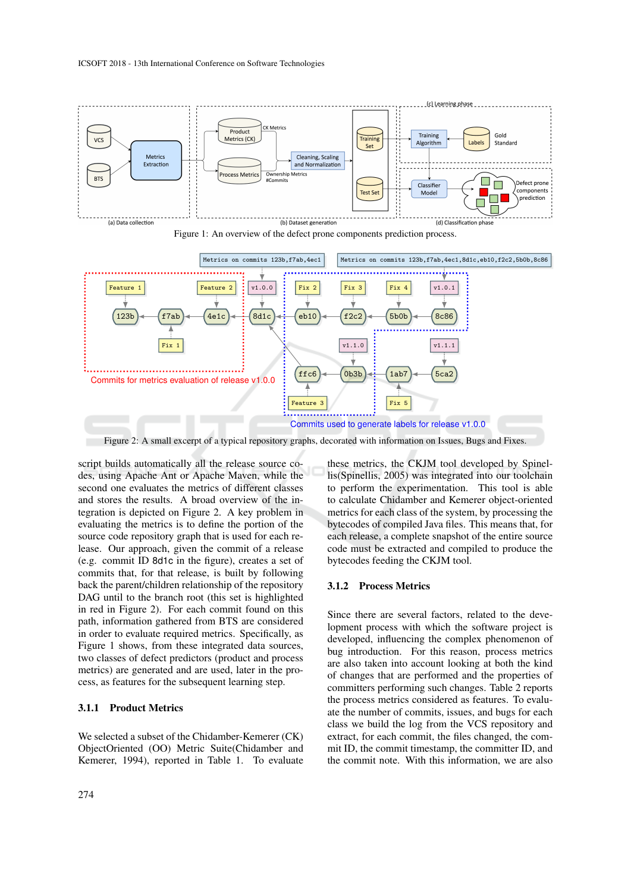Figure 1: An overview of the defect prone components prediction process.

Figure 2: A small excerpt of a typical repository graphs, decorated with information on Issues, Bugs and Fixes.

script builds automatically all the release source codes, using Apache Ant or Apache Maven, while the second one evaluates the metrics of different classes and stores the results. A broad overview of the integration is depicted on Figure 2. A key problem in evaluating the metrics is to define the portion of the source code repository graph that is used for each release. Our approach, given the commit of a release (e.g. commit ID `8d1c` in the figure), creates a set of commits that, for that release, is built by following back the parent/children relationship of the repository DAG until to the branch root (this set is highlighted in red in Figure 2). For each commit found on this path, information gathered from BTS are considered in order to evaluate required metrics. Specifically, as Figure 1 shows, from these integrated data sources, two classes of defect predictors (product and process metrics) are generated and are used, later in the process, as features for the subsequent learning step.

### 3.1.1 Product Metrics

We selected a subset of the Chidamber-Kemerer (CK) ObjectOriented (OO) Metric Suite(Chidamber and Kemerer, 1994), reported in Table 1. To evaluate these metrics, the CKJM tool developed by Spinellis(Spinellis, 2005) was integrated into our toolchain to perform the experimentation. This tool is able to calculate Chidamber and Kemerer object-oriented metrics for each class of the system, by processing the bytecodes of compiled Java files. This means that, for each release, a complete snapshot of the entire source code must be extracted and compiled to produce the bytecodes feeding the CKJM tool.

### 3.1.2 Process Metrics

Since there are several factors, related to the development process with which the software project is developed, influencing the complex phenomenon of bug introduction. For this reason, process metrics are also taken into account looking at both the kind of changes that are performed and the properties of committers performing such changes. Table 2 reports the process metrics considered as features. To evaluate the number of commits, issues, and bugs for each class we build the log from the VCS repository and extract, for each commit, the files changed, the commit ID, the commit timestamp, the committer ID, and the commit note. With this information, we are also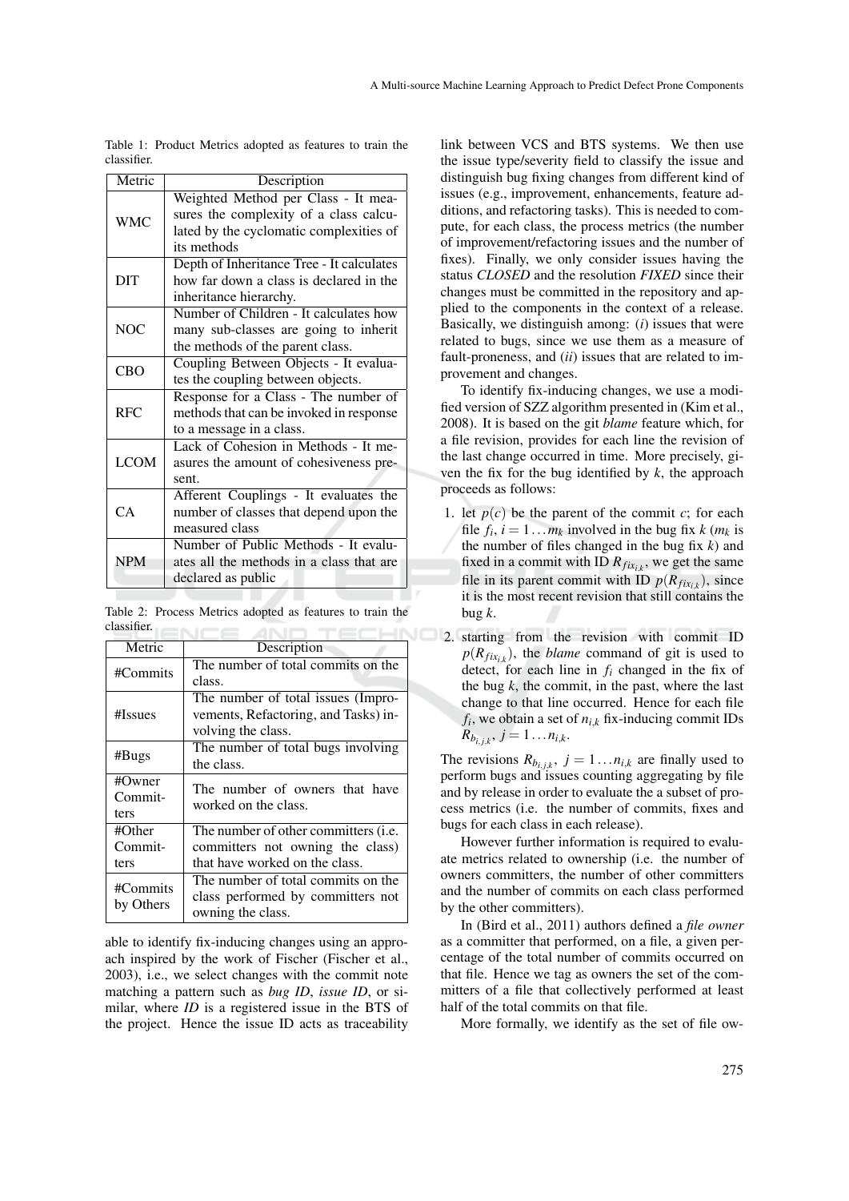Table 1: Product Metrics adopted as features to train the classifier.

| Metric | Description |
| --- | --- |
| WMC | Weighted Method per Class - It measures the complexity of a class calculated by the cyclomatic complexities of its methods |
| DIT | Depth of Inheritance Tree - It calculates how far down a class is declared in the inheritance hierarchy. |
| NOC | Number of Children - It calculates how many sub-classes are going to inherit the methods of the parent class. |
| CBO | Coupling Between Objects - It evaluates the coupling between objects. |
| RFC | Response for a Class - The number of methods that can be invoked in response to a message in a class. |
| LCOM | Lack of Cohesion in Methods - It measures the amount of cohesiveness present. |
| CA | Afferent Couplings - It evaluates the number of classes that depend upon the measured class |
| NPM | Number of Public Methods - It evaluates all the methods in a class that are declared as public |

Table 2: Process Metrics adopted as features to train the classifier.

| Metric | Description |
| --- | --- |
| #Commits | The number of total commits on the class. |
| #Issues | The number of total issues (Improvements, Refactoring, and Tasks) involving the class. |
| #Bugs | The number of total bugs involving the class. |
| #Owner Committers | The number of owners that have worked on the class. |
| #Other Committers | The number of other committers (i.e. committers not owning the class) that have worked on the class. |
| #Commits by Others | The number of total commits on the class performed by committers not owning the class. |

able to identify fix-inducing changes using an approach inspired by the work of Fischer (Fischer et al., 2003), i.e., we select changes with the commit note matching a pattern such as *bug ID*, *issue ID*, or similar, where *ID* is a registered issue in the BTS of the project. Hence the issue ID acts as traceability link between VCS and BTS systems. We then use the issue type/severity field to classify the issue and distinguish bug fixing changes from different kind of issues (e.g., improvement, enhancements, feature additions, and refactoring tasks). This is needed to compute, for each class, the process metrics (the number of improvement/refactoring issues and the number of fixes). Finally, we only consider issues having the status *CLOSED* and the resolution *FIXED* since their changes must be committed in the repository and applied to the components in the context of a release. Basically, we distinguish among: (*i*) issues that were related to bugs, since we use them as a measure of fault-proneness, and (*ii*) issues that are related to improvement and changes.

To identify fix-inducing changes, we use a modified version of SZZ algorithm presented in (Kim et al., 2008). It is based on the git *blame* feature which, for a file revision, provides for each line the revision of the last change occurred in time. More precisely, given the fix for the bug identified by $k$, the approach proceeds as follows:

1. let $p(c)$ be the parent of the commit $c$; for each file $f_i$, $i = 1 \dots m_k$ involved in the bug fix $k$ ($m_k$ is the number of files changed in the bug fix $k$) and fixed in a commit with ID $R_{fix_{i,k}}$, we get the same file in its parent commit with ID $p(R_{fix_{i,k}})$, since it is the most recent revision that still contains the bug $k$.
2. starting from the revision with commit ID $p(R_{fix_{i,k}})$, the *blame* command of git is used to detect, for each line in $f_i$ changed in the fix of the bug $k$, the commit, in the past, where the last change to that line occurred. Hence for each file $f_i$, we obtain a set of $n_{i,k}$ fix-inducing commit IDs $R_{b_{i,j,k}}$, $j = 1 \dots n_{i,k}$.

The revisions $R_{b_{i,j,k}}$, $j = 1 \dots n_{i,k}$ are finally used to perform bugs and issues counting aggregating by file and by release in order to evaluate the a subset of process metrics (i.e. the number of commits, fixes and bugs for each class in each release).

However further information is required to evaluate metrics related to ownership (i.e. the number of owners committers, the number of other committers and the number of commits on each class performed by the other committers).

In (Bird et al., 2011) authors defined a *file owner* as a committer that performed, on a file, a given percentage of the total number of commits occurred on that file. Hence we tag as owners the set of the committers of a file that collectively performed at least half of the total commits on that file.

More formally, we identify as the set of file ow-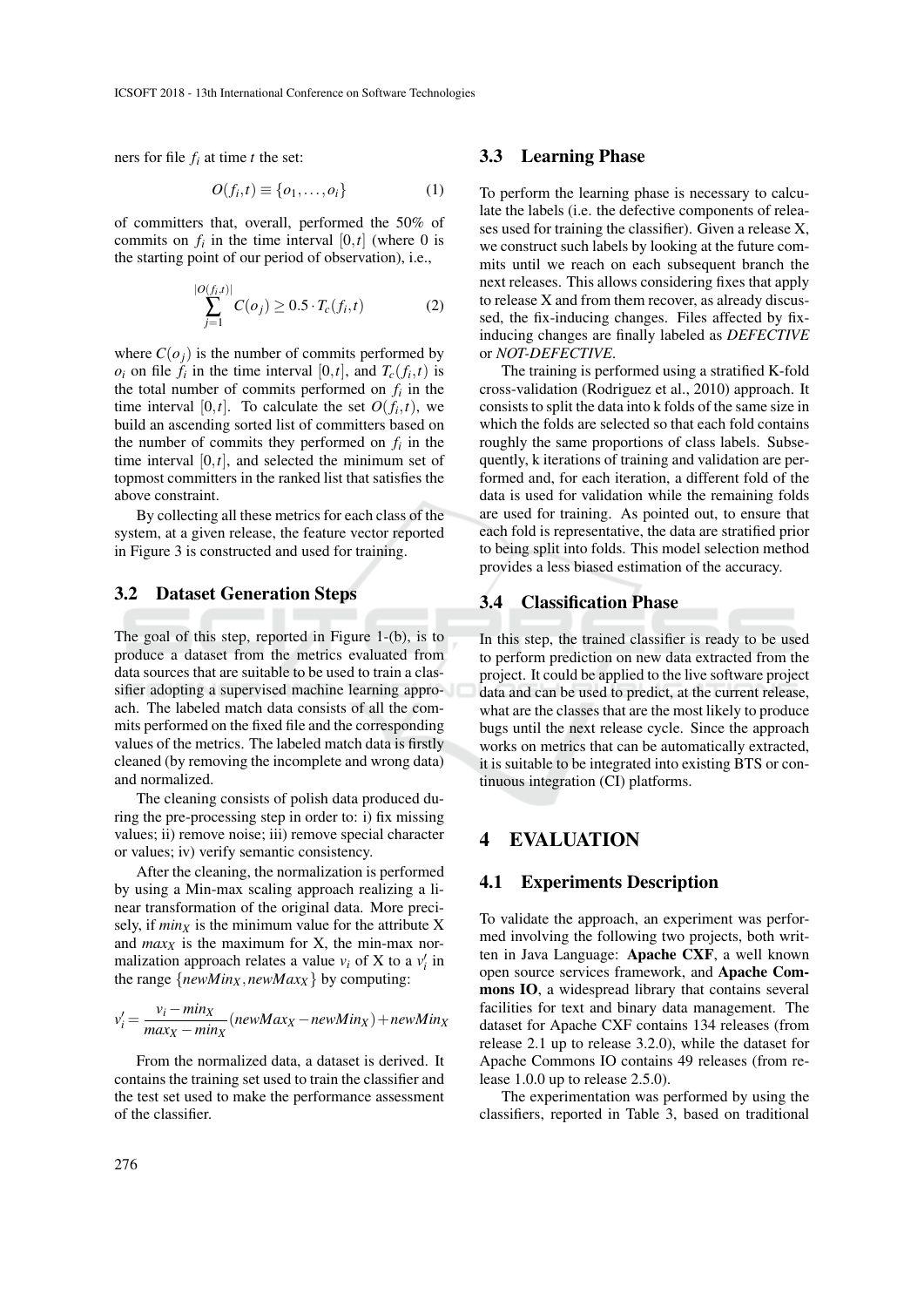ners for file $f_i$ at time $t$ the set:

$$O(f_i,t) \equiv \{o_1,\ldots,o_i\} \quad (1)$$

of committers that, overall, performed the 50% of commits on $f_i$ in the time interval $[0,t]$ (where 0 is the starting point of our period of observation), i.e.,

$$\sum_{j=1}^{|O(f_i,t)|} C(o_j) \geq 0.5 \cdot T_c(f_i,t) \quad (2)$$

where $C(o_j)$ is the number of commits performed by $o_i$ on file $f_i$ in the time interval $[0,t]$, and $T_c(f_i,t)$ is the total number of commits performed on $f_i$ in the time interval $[0,t]$. To calculate the set $O(f_i,t)$, we build an ascending sorted list of committers based on the number of commits they performed on $f_i$ in the time interval $[0,t]$, and selected the minimum set of topmost committers in the ranked list that satisfies the above constraint.

By collecting all these metrics for each class of the system, at a given release, the feature vector reported in Figure 3 is constructed and used for training.

## 3.2 Dataset Generation Steps

The goal of this step, reported in Figure 1-(b), is to produce a dataset from the metrics evaluated from data sources that are suitable to be used to train a classifier adopting a supervised machine learning approach. The labeled match data consists of all the commits performed on the fixed file and the corresponding values of the metrics. The labeled match data is firstly cleaned (by removing the incomplete and wrong data) and normalized.

The cleaning consists of polish data produced during the pre-processing step in order to: i) fix missing values; ii) remove noise; iii) remove special character or values; iv) verify semantic consistency.

After the cleaning, the normalization is performed by using a Min-max scaling approach realizing a linear transformation of the original data. More precisely, if $min_X$ is the minimum value for the attribute X and $max_X$ is the maximum for X, the min-max normalization approach relates a value $v_i$ of X to a $v_i'$ in the range $\{newMin_X, newMax_X\}$ by computing:

$$v_i' = \frac{v_i - min_X}{max_X - min_X}(newMax_X - newMin_X) + newMin_X$$

From the normalized data, a dataset is derived. It contains the training set used to train the classifier and the test set used to make the performance assessment of the classifier.

## 3.3 Learning Phase

To perform the learning phase is necessary to calculate the labels (i.e. the defective components of releases used for training the classifier). Given a release X, we construct such labels by looking at the future commits until we reach on each subsequent branch the next releases. This allows considering fixes that apply to release X and from them recover, as already discussed, the fix-inducing changes. Files affected by fix-inducing changes are finally labeled as *DEFECTIVE* or *NOT-DEFECTIVE*.

The training is performed using a stratified K-fold cross-validation (Rodriguez et al., 2010) approach. It consists to split the data into k folds of the same size in which the folds are selected so that each fold contains roughly the same proportions of class labels. Subsequently, k iterations of training and validation are performed and, for each iteration, a different fold of the data is used for validation while the remaining folds are used for training. As pointed out, to ensure that each fold is representative, the data are stratified prior to being split into folds. This model selection method provides a less biased estimation of the accuracy.

## 3.4 Classification Phase

In this step, the trained classifier is ready to be used to perform prediction on new data extracted from the project. It could be applied to the live software project data and can be used to predict, at the current release, what are the classes that are the most likely to produce bugs until the next release cycle. Since the approach works on metrics that can be automatically extracted, it is suitable to be integrated into existing BTS or continuous integration (CI) platforms.

# 4 EVALUATION

## 4.1 Experiments Description

To validate the approach, an experiment was performed involving the following two projects, both written in Java Language: **Apache CXF**, a well known open source services framework, and **Apache Commons IO**, a widespread library that contains several facilities for text and binary data management. The dataset for Apache CXF contains 134 releases (from release 2.1 up to release 3.2.0), while the dataset for Apache Commons IO contains 49 releases (from release 1.0.0 up to release 2.5.0).

The experimentation was performed by using the classifiers, reported in Table 3, based on traditional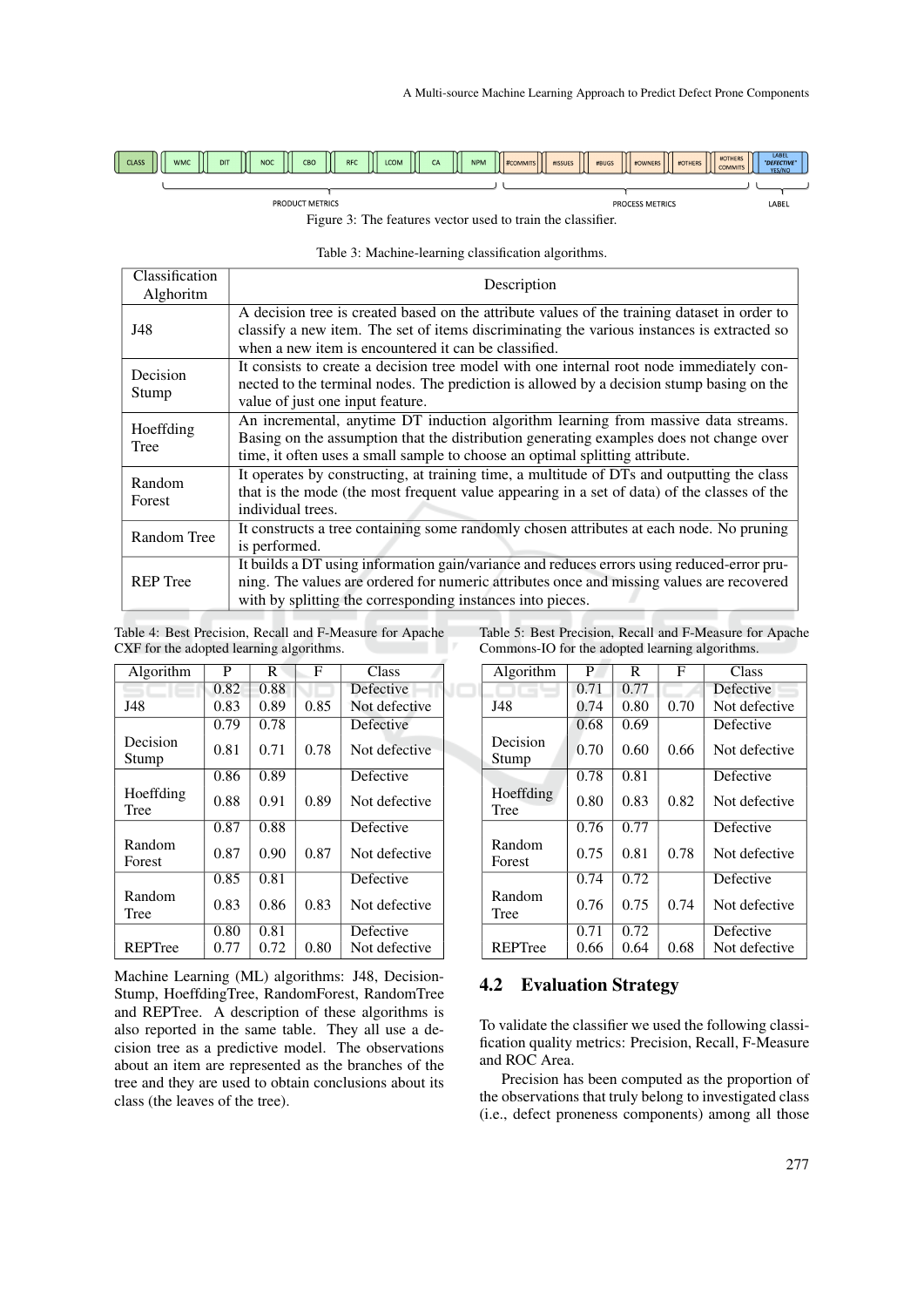| CLASS | WMC | DIT | NOC | CBO | RFC | LCOM | CA | NPM | #COMMITS | #ISSUES | #BUGS | #OWNERS | #OTHERS | #OTHERS COMMITS | LABEL "DEFECTIVE" YES/NO |
|---|---|---|---|---|---|---|---|---|---|---|---|---|---|---|---|
| | PRODUCT METRICS | | | | | | | | PROCESS METRICS | | | | | | LABEL |

Figure 3: The features vector used to train the classifier.

Table 3: Machine-learning classification algorithms.

| Classification Alghoritm | Description |
|---|---|
| J48 | A decision tree is created based on the attribute values of the training dataset in order to classify a new item. The set of items discriminating the various instances is extracted so when a new item is encountered it can be classified. |
| Decision Stump | It consists to create a decision tree model with one internal root node immediately connected to the terminal nodes. The prediction is allowed by a decision stump basing on the value of just one input feature. |
| Hoeffding Tree | An incremental, anytime DT induction algorithm learning from massive data streams. Basing on the assumption that the distribution generating examples does not change over time, it often uses a small sample to choose an optimal splitting attribute. |
| Random Forest | It operates by constructing, at training time, a multitude of DTs and outputting the class that is the mode (the most frequent value appearing in a set of data) of the classes of the individual trees. |
| Random Tree | It constructs a tree containing some randomly chosen attributes at each node. No pruning is performed. |
| REP Tree | It builds a DT using information gain/variance and reduces errors using reduced-error pruning. The values are ordered for numeric attributes once and missing values are recovered with by splitting the corresponding instances into pieces. |

Table 4: Best Precision, Recall and F-Measure for Apache CXF for the adopted learning algorithms.

| Algorithm | P | R | F | Class |
|---|---|---|---|---|
| J48 | 0.82 | 0.88 | | Defective |
| | 0.83 | 0.89 | 0.85 | Not defective |
| Decision Stump | 0.79 | 0.78 | | Defective |
| | 0.81 | 0.71 | 0.78 | Not defective |
| Hoeffding Tree | 0.86 | 0.89 | | Defective |
| | 0.88 | 0.91 | 0.89 | Not defective |
| Random Forest | 0.87 | 0.88 | | Defective |
| | 0.87 | 0.90 | 0.87 | Not defective |
| Random Tree | 0.85 | 0.81 | | Defective |
| | 0.83 | 0.86 | 0.83 | Not defective |
| REPTree | 0.80 | 0.81 | | Defective |
| | 0.77 | 0.72 | 0.80 | Not defective |

Table 5: Best Precision, Recall and F-Measure for Apache Commons-IO for the adopted learning algorithms.

| Algorithm | P | R | F | Class |
|---|---|---|---|---|
| J48 | 0.71 | 0.77 | | Defective |
| | 0.74 | 0.80 | 0.70 | Not defective |
| Decision Stump | 0.68 | 0.69 | | Defective |
| | 0.70 | 0.60 | 0.66 | Not defective |
| Hoeffding Tree | 0.78 | 0.81 | | Defective |
| | 0.80 | 0.83 | 0.82 | Not defective |
| Random Forest | 0.76 | 0.77 | | Defective |
| | 0.75 | 0.81 | 0.78 | Not defective |
| Random Tree | 0.74 | 0.72 | | Defective |
| | 0.76 | 0.75 | 0.74 | Not defective |
| REPTree | 0.71 | 0.72 | | Defective |
| | 0.66 | 0.64 | 0.68 | Not defective |

Machine Learning (ML) algorithms: J48, DecisionStump, HoeffdingTree, RandomForest, RandomTree and REPTree. A description of these algorithms is also reported in the same table. They all use a decision tree as a predictive model. The observations about an item are represented as the branches of the tree and they are used to obtain conclusions about its class (the leaves of the tree).

## 4.2 Evaluation Strategy

To validate the classifier we used the following classification quality metrics: Precision, Recall, F-Measure and ROC Area.

Precision has been computed as the proportion of the observations that truly belong to investigated class (i.e., defect proneness components) among all those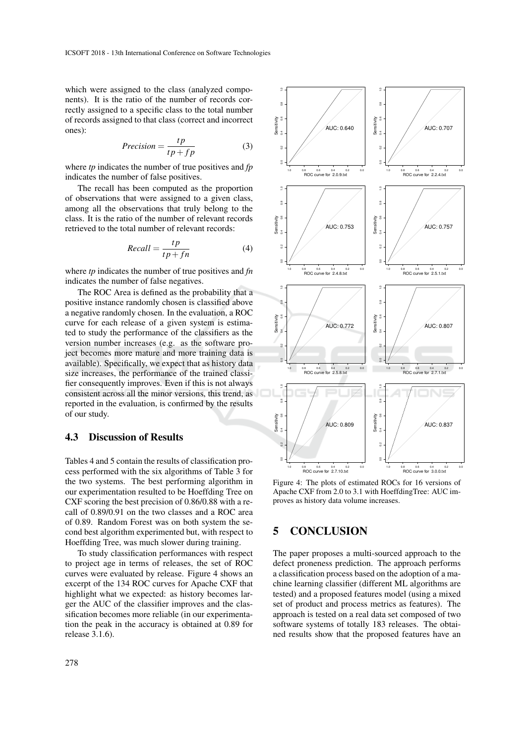which were assigned to the class (analyzed components). It is the ratio of the number of records correctly assigned to a specific class to the total number of records assigned to that class (correct and incorrect ones):

$$Precision = \frac{tp}{tp + fp} \quad (3)$$

where *tp* indicates the number of true positives and *fp* indicates the number of false positives.

The recall has been computed as the proportion of observations that were assigned to a given class, among all the observations that truly belong to the class. It is the ratio of the number of relevant records retrieved to the total number of relevant records:

$$Recall = \frac{tp}{tp + fn} \quad (4)$$

where *tp* indicates the number of true positives and *fn* indicates the number of false negatives.

The ROC Area is defined as the probability that a positive instance randomly chosen is classified above a negative randomly chosen. In the evaluation, a ROC curve for each release of a given system is estimated to study the performance of the classifiers as the version number increases (e.g. as the software project becomes more mature and more training data is available). Specifically, we expect that as history data size increases, the performance of the trained classifier consequently improves. Even if this is not always consistent across all the minor versions, this trend, as reported in the evaluation, is confirmed by the results of our study.

### 4.3 Discussion of Results

Tables 4 and 5 contain the results of classification process performed with the six algorithms of Table 3 for the two systems. The best performing algorithm in our experimentation resulted to be Hoeffding Tree on CXF scoring the best precision of 0.86/0.88 with a recall of 0.89/0.91 on the two classes and a ROC area of 0.89. Random Forest was on both system the second best algorithm experimented but, with respect to Hoeffding Tree, was much slower during training.

To study classification performances with respect to project age in terms of releases, the set of ROC curves were evaluated by release. Figure 4 shows an excerpt of the 134 ROC curves for Apache CXF that highlight what we expected: as history becomes larger the AUC of the classifier improves and the classification becomes more reliable (in our experimentation the peak in the accuracy is obtained at 0.89 for release 3.1.6).

Figure 4: The plots of estimated ROCs for 16 versions of Apache CXF from 2.0 to 3.1 with HoeffdingTree: AUC improves as history data volume increases.

## 5 CONCLUSION

The paper proposes a multi-sourced approach to the defect proneness prediction. The approach performs a classification process based on the adoption of a machine learning classifier (different ML algorithms are tested) and a proposed features model (using a mixed set of product and process metrics as features). The approach is tested on a real data set composed of two software systems of totally 183 releases. The obtained results show that the proposed features have an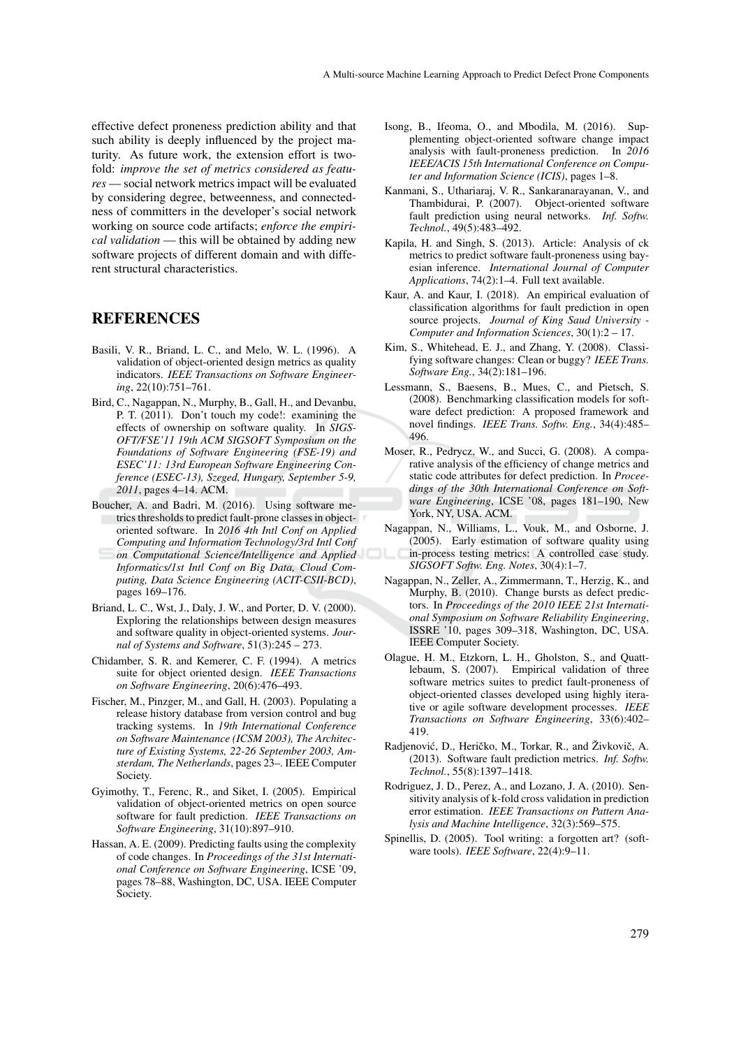effective defect proneness prediction ability and that such ability is deeply influenced by the project maturity. As future work, the extension effort is twofold: *improve the set of metrics considered as features* — social network metrics impact will be evaluated by considering degree, betweenness, and connectedness of committers in the developer's social network working on source code artifacts; *enforce the empirical validation* — this will be obtained by adding new software projects of different domain and with different structural characteristics.

## REFERENCES

Basili, V. R., Briand, L. C., and Melo, W. L. (1996). A validation of object-oriented design metrics as quality indicators. *IEEE Transactions on Software Engineering*, 22(10):751–761.

Bird, C., Nagappan, N., Murphy, B., Gall, H., and Devanbu, P. T. (2011). Don't touch my code!: examining the effects of ownership on software quality. In *SIGSOFT/FSE'11 19th ACM SIGSOFT Symposium on the Foundations of Software Engineering (FSE-19) and ESEC'11: 13rd European Software Engineering Conference (ESEC-13), Szeged, Hungary, September 5-9, 2011*, pages 4–14. ACM.

Boucher, A. and Badri, M. (2016). Using software metrics thresholds to predict fault-prone classes in object-oriented software. In *2016 4th Intl Conf on Applied Computing and Information Technology/3rd Intl Conf on Computational Science/Intelligence and Applied Informatics/1st Intl Conf on Big Data, Cloud Computing, Data Science Engineering (ACIT-CSII-BCD)*, pages 169–176.

Briand, L. C., Wst, J., Daly, J. W., and Porter, D. V. (2000). Exploring the relationships between design measures and software quality in object-oriented systems. *Journal of Systems and Software*, 51(3):245 – 273.

Chidamber, S. R. and Kemerer, C. F. (1994). A metrics suite for object oriented design. *IEEE Transactions on Software Engineering*, 20(6):476–493.

Fischer, M., Pinzger, M., and Gall, H. (2003). Populating a release history database from version control and bug tracking systems. In *19th International Conference on Software Maintenance (ICSM 2003), The Architecture of Existing Systems, 22-26 September 2003, Amsterdam, The Netherlands*, pages 23–. IEEE Computer Society.

Gyimothy, T., Ferenc, R., and Siket, I. (2005). Empirical validation of object-oriented metrics on open source software for fault prediction. *IEEE Transactions on Software Engineering*, 31(10):897–910.

Hassan, A. E. (2009). Predicting faults using the complexity of code changes. In *Proceedings of the 31st International Conference on Software Engineering*, ICSE '09, pages 78–88, Washington, DC, USA. IEEE Computer Society.

Isong, B., Ifeoma, O., and Mbodila, M. (2016). Supplementing object-oriented software change impact analysis with fault-proneness prediction. In *2016 IEEE/ACIS 15th International Conference on Computer and Information Science (ICIS)*, pages 1–8.

Kanmani, S., Uthariaraj, V. R., Sankaranarayanan, V., and Thambidurai, P. (2007). Object-oriented software fault prediction using neural networks. *Inf. Softw. Technol.*, 49(5):483–492.

Kapila, H. and Singh, S. (2013). Article: Analysis of ck metrics to predict software fault-proneness using bayesian inference. *International Journal of Computer Applications*, 74(2):1–4. Full text available.

Kaur, A. and Kaur, I. (2018). An empirical evaluation of classification algorithms for fault prediction in open source projects. *Journal of King Saud University - Computer and Information Sciences*, 30(1):2 – 17.

Kim, S., Whitehead, E. J., and Zhang, Y. (2008). Classifying software changes: Clean or buggy? *IEEE Trans. Software Eng.*, 34(2):181–196.

Lessmann, S., Baesens, B., Mues, C., and Pietsch, S. (2008). Benchmarking classification models for software defect prediction: A proposed framework and novel findings. *IEEE Trans. Softw. Eng.*, 34(4):485–496.

Moser, R., Pedrycz, W., and Succi, G. (2008). A comparative analysis of the efficiency of change metrics and static code attributes for defect prediction. In *Proceedings of the 30th International Conference on Software Engineering*, ICSE '08, pages 181–190, New York, NY, USA. ACM.

Nagappan, N., Williams, L., Vouk, M., and Osborne, J. (2005). Early estimation of software quality using in-process testing metrics: A controlled case study. *SIGSOFT Softw. Eng. Notes*, 30(4):1–7.

Nagappan, N., Zeller, A., Zimmermann, T., Herzig, K., and Murphy, B. (2010). Change bursts as defect predictors. In *Proceedings of the 2010 IEEE 21st International Symposium on Software Reliability Engineering*, ISSRE '10, pages 309–318, Washington, DC, USA. IEEE Computer Society.

Olague, H. M., Etzkorn, L. H., Gholston, S., and Quattlebaum, S. (2007). Empirical validation of three software metrics suites to predict fault-proneness of object-oriented classes developed using highly iterative or agile software development processes. *IEEE Transactions on Software Engineering*, 33(6):402–419.

Radjenović, D., Heričko, M., Torkar, R., and Živkovič, A. (2013). Software fault prediction metrics. *Inf. Softw. Technol.*, 55(8):1397–1418.

Rodriguez, J. D., Perez, A., and Lozano, J. A. (2010). Sensitivity analysis of k-fold cross validation in prediction error estimation. *IEEE Transactions on Pattern Analysis and Machine Intelligence*, 32(3):569–575.

Spinellis, D. (2005). Tool writing: a forgotten art? (software tools). *IEEE Software*, 22(4):9–11.